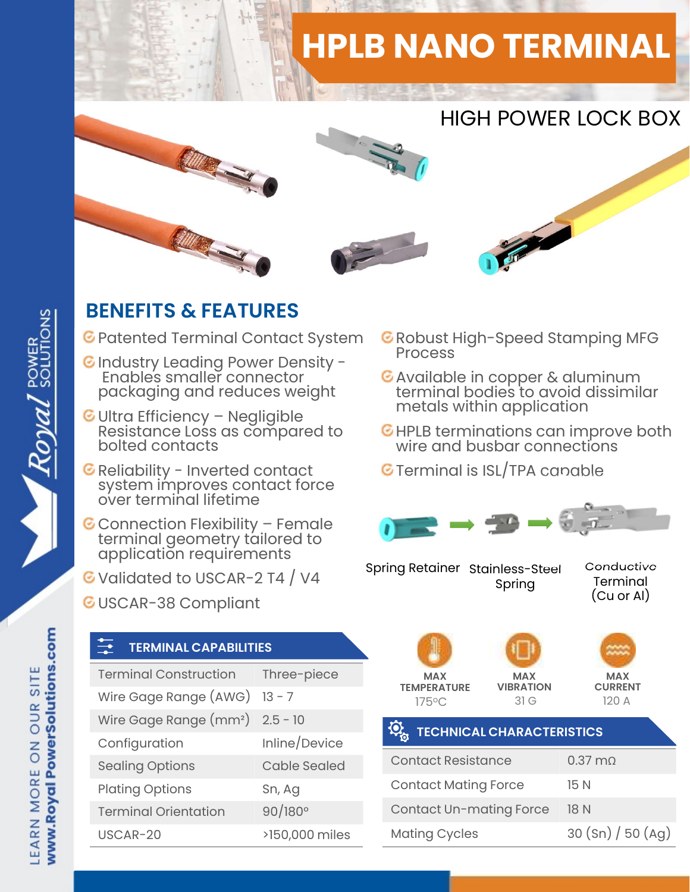# HPLB NANO TERMINAL

## HIGH POWER LOCK BOX

## BENEFITS & FEATURES

- Patented Terminal Contact System
- Industry Leading Power Density - Enables smaller connector packaging and reduces weight
- Ultra Efficiency – Negligible Resistance Loss as compared to bolted contacts
- Reliability - Inverted contact system improves contact force over terminal lifetime
- Connection Flexibility – Female terminal geometry tailored to application requirements
- Validated to USCAR-2 T4 / V4
- USCAR-38 Compliant
- Robust High-Speed Stamping MFG Process
- Available in copper & aluminum terminal bodies to avoid dissimilar metals within application
- HPLB terminations can improve both wire and busbar connections
- Terminal is ISL/TPA capable

Spring Retainer → Stainless-Steel Spring → Conductive Terminal (Cu or Al)

### TERMINAL CAPABILITIES

| | |
|---|---|
| Terminal Construction | Three-piece |
| Wire Gage Range (AWG) | 13 - 7 |
| Wire Gage Range (mm²) | 2.5 - 10 |
| Configuration | Inline/Device |
| Sealing Options | Cable Sealed |
| Plating Options | Sn, Ag |
| Terminal Orientation | 90/180° |
| USCAR-20 | >150,000 miles |

**MAX TEMPERATURE** 175°C

**MAX VIBRATION** 31 G

**MAX CURRENT** 120 A

### TECHNICAL CHARACTERISTICS

| | |
|---|---|
| Contact Resistance | 0.37 mΩ |
| Contact Mating Force | 15 N |
| Contact Un-mating Force | 18 N |
| Mating Cycles | 30 (Sn) / 50 (Ag) |

Royal POWER SOLUTIONS

LEARN MORE ON OUR SITE www.RoyalPowerSolutions.com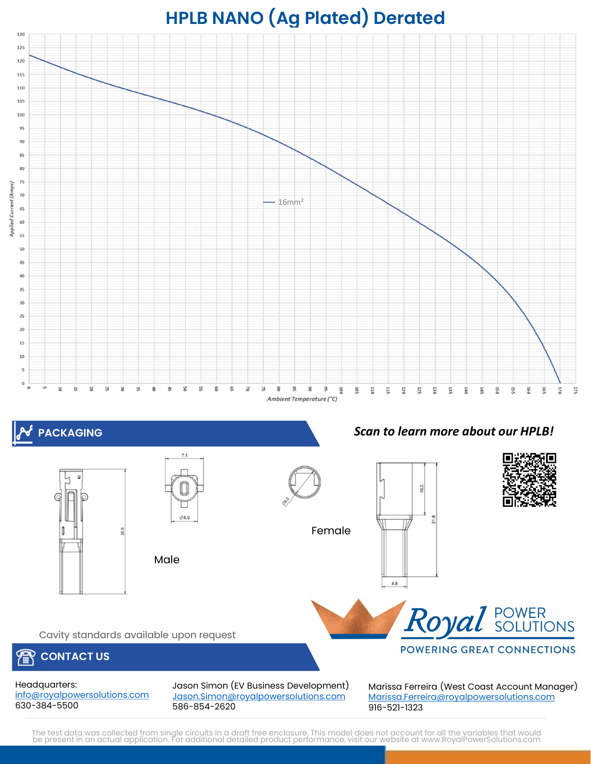# HPLB NANO (Ag Plated) Derated

Applied Current (Amps)

130
125
120
115
110
105
100
95
90
85
80
75
70
65
60
55
50
45
40
35
30
25
20
15
10
5
0

0 5 10 15 20 25 30 35 40 45 50 55 60 65 70 75 80 85 90 95 100 105 110 115 120 125 130 135 140 145 150 155 160 165 170 175

Ambient Temperature (°C)

16mm²

## PACKAGING

7.1

Ø4.9

26.8

Male

Ø6.0

10.0

21.8

4.8

Female

***Scan to learn more about our HPLB!***

Royal POWER SOLUTIONS

POWERING GREAT CONNECTIONS

Cavity standards available upon request

## CONTACT US

Headquarters:
info@royalpowersolutions.com
630-384-5500

Jason Simon (EV Business Development)
Jason.Simon@royalpowersolutions.com
586-854-2620

Marissa Ferreira (West Coast Account Manager)
Marissa.Ferreira@royalpowersolutions.com
916-521-1323

The test data was collected from single circuits in a draft free enclosure. This model does not account for all the variables that would be present in an actual application. For additional detailed product performance, visit our website at www.RoyalPowerSolutions.com